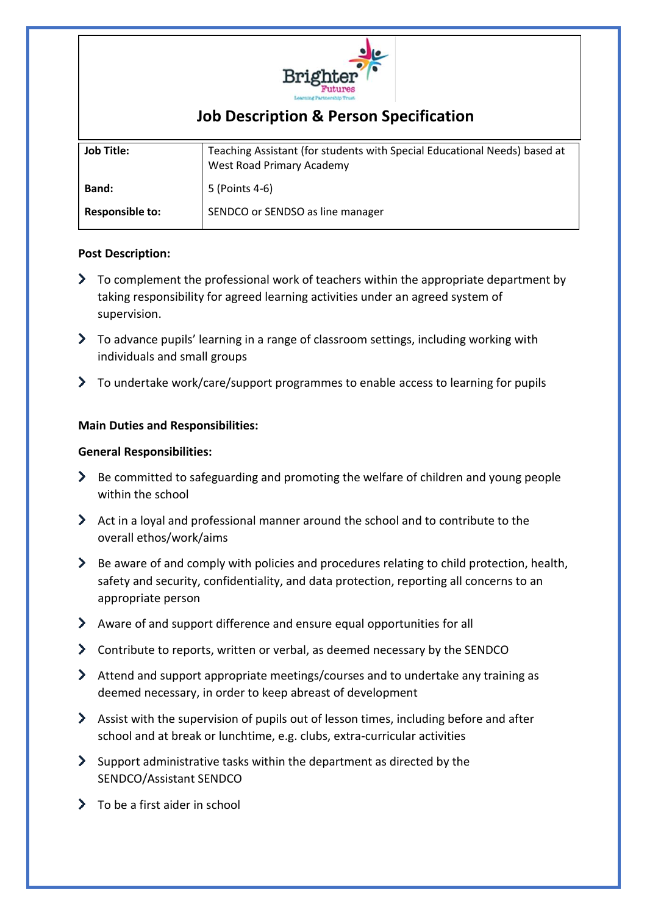# Job Description & Person Specification

| Job Title: | Teaching Assistant (for students with Special Educational Needs) based at West Road Primary Academy |
|---|---|
| Band: | 5 (Points 4-6) |
| Responsible to: | SENDCO or SENDSO as line manager |

**Post Description:**

- To complement the professional work of teachers within the appropriate department by taking responsibility for agreed learning activities under an agreed system of supervision.
- To advance pupils' learning in a range of classroom settings, including working with individuals and small groups
- To undertake work/care/support programmes to enable access to learning for pupils

**Main Duties and Responsibilities:**

**General Responsibilities:**

- Be committed to safeguarding and promoting the welfare of children and young people within the school
- Act in a loyal and professional manner around the school and to contribute to the overall ethos/work/aims
- Be aware of and comply with policies and procedures relating to child protection, health, safety and security, confidentiality, and data protection, reporting all concerns to an appropriate person
- Aware of and support difference and ensure equal opportunities for all
- Contribute to reports, written or verbal, as deemed necessary by the SENDCO
- Attend and support appropriate meetings/courses and to undertake any training as deemed necessary, in order to keep abreast of development
- Assist with the supervision of pupils out of lesson times, including before and after school and at break or lunchtime, e.g. clubs, extra-curricular activities
- Support administrative tasks within the department as directed by the SENDCO/Assistant SENDCO
- To be a first aider in school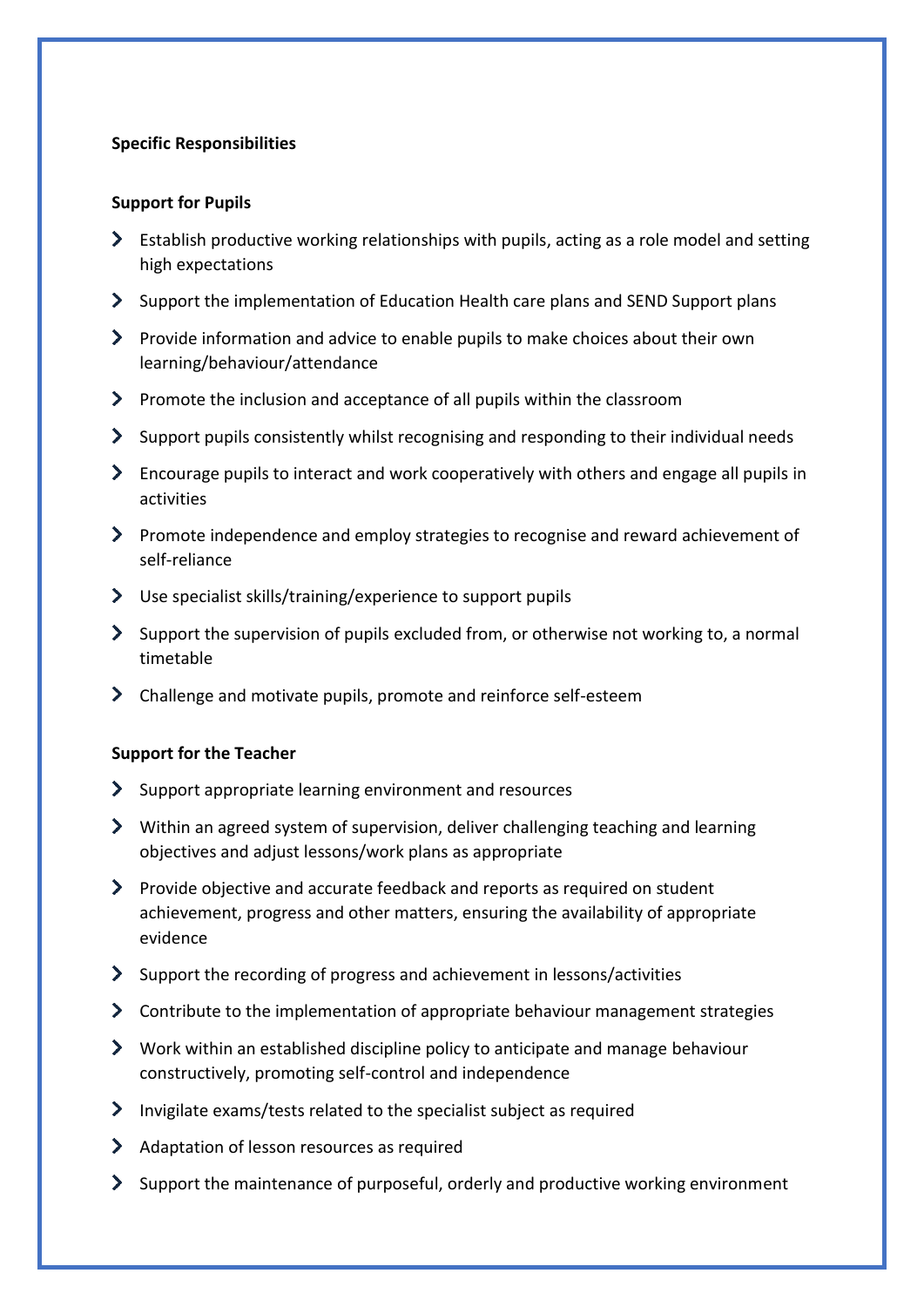**Specific Responsibilities**

**Support for Pupils**

- Establish productive working relationships with pupils, acting as a role model and setting high expectations
- Support the implementation of Education Health care plans and SEND Support plans
- Provide information and advice to enable pupils to make choices about their own learning/behaviour/attendance
- Promote the inclusion and acceptance of all pupils within the classroom
- Support pupils consistently whilst recognising and responding to their individual needs
- Encourage pupils to interact and work cooperatively with others and engage all pupils in activities
- Promote independence and employ strategies to recognise and reward achievement of self-reliance
- Use specialist skills/training/experience to support pupils
- Support the supervision of pupils excluded from, or otherwise not working to, a normal timetable
- Challenge and motivate pupils, promote and reinforce self-esteem

**Support for the Teacher**

- Support appropriate learning environment and resources
- Within an agreed system of supervision, deliver challenging teaching and learning objectives and adjust lessons/work plans as appropriate
- Provide objective and accurate feedback and reports as required on student achievement, progress and other matters, ensuring the availability of appropriate evidence
- Support the recording of progress and achievement in lessons/activities
- Contribute to the implementation of appropriate behaviour management strategies
- Work within an established discipline policy to anticipate and manage behaviour constructively, promoting self-control and independence
- Invigilate exams/tests related to the specialist subject as required
- Adaptation of lesson resources as required
- Support the maintenance of purposeful, orderly and productive working environment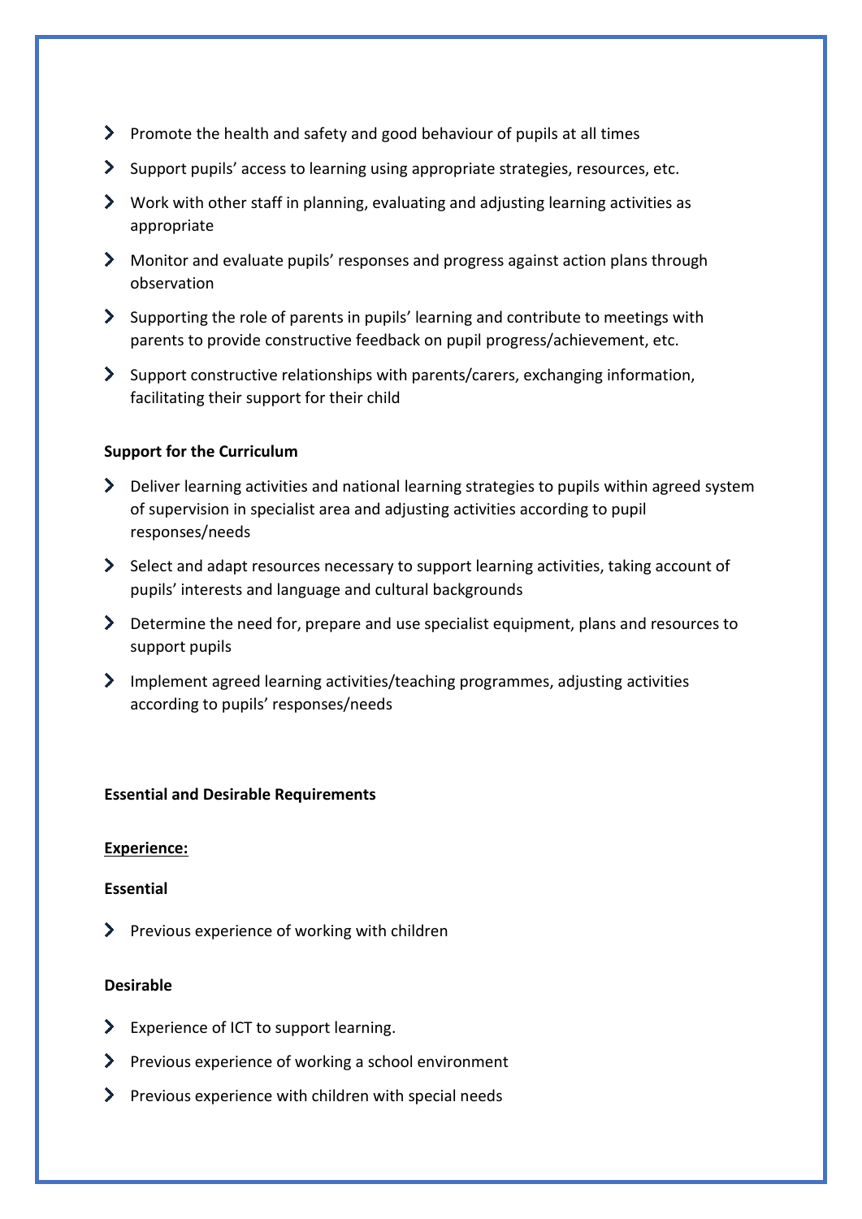- Promote the health and safety and good behaviour of pupils at all times
- Support pupils' access to learning using appropriate strategies, resources, etc.
- Work with other staff in planning, evaluating and adjusting learning activities as appropriate
- Monitor and evaluate pupils' responses and progress against action plans through observation
- Supporting the role of parents in pupils' learning and contribute to meetings with parents to provide constructive feedback on pupil progress/achievement, etc.
- Support constructive relationships with parents/carers, exchanging information, facilitating their support for their child

**Support for the Curriculum**

- Deliver learning activities and national learning strategies to pupils within agreed system of supervision in specialist area and adjusting activities according to pupil responses/needs
- Select and adapt resources necessary to support learning activities, taking account of pupils' interests and language and cultural backgrounds
- Determine the need for, prepare and use specialist equipment, plans and resources to support pupils
- Implement agreed learning activities/teaching programmes, adjusting activities according to pupils' responses/needs

**Essential and Desirable Requirements**

**<u>Experience:</u>**

**Essential**

- Previous experience of working with children

**Desirable**

- Experience of ICT to support learning.
- Previous experience of working a school environment
- Previous experience with children with special needs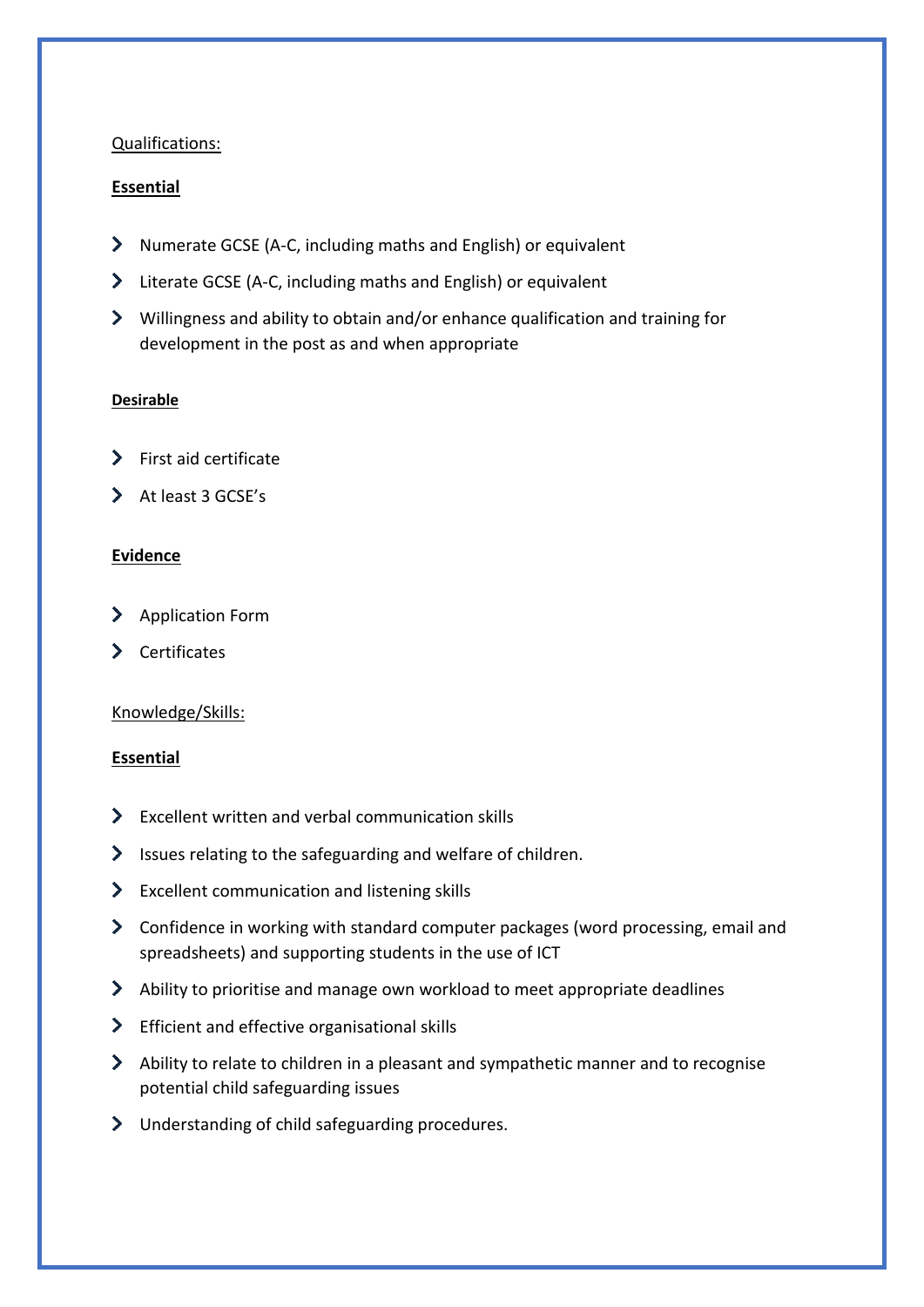Qualifications:

**Essential**

- Numerate GCSE (A-C, including maths and English) or equivalent
- Literate GCSE (A-C, including maths and English) or equivalent
- Willingness and ability to obtain and/or enhance qualification and training for development in the post as and when appropriate

**Desirable**

- First aid certificate
- At least 3 GCSE's

**Evidence**

- Application Form
- Certificates

Knowledge/Skills:

**Essential**

- Excellent written and verbal communication skills
- Issues relating to the safeguarding and welfare of children.
- Excellent communication and listening skills
- Confidence in working with standard computer packages (word processing, email and spreadsheets) and supporting students in the use of ICT
- Ability to prioritise and manage own workload to meet appropriate deadlines
- Efficient and effective organisational skills
- Ability to relate to children in a pleasant and sympathetic manner and to recognise potential child safeguarding issues
- Understanding of child safeguarding procedures.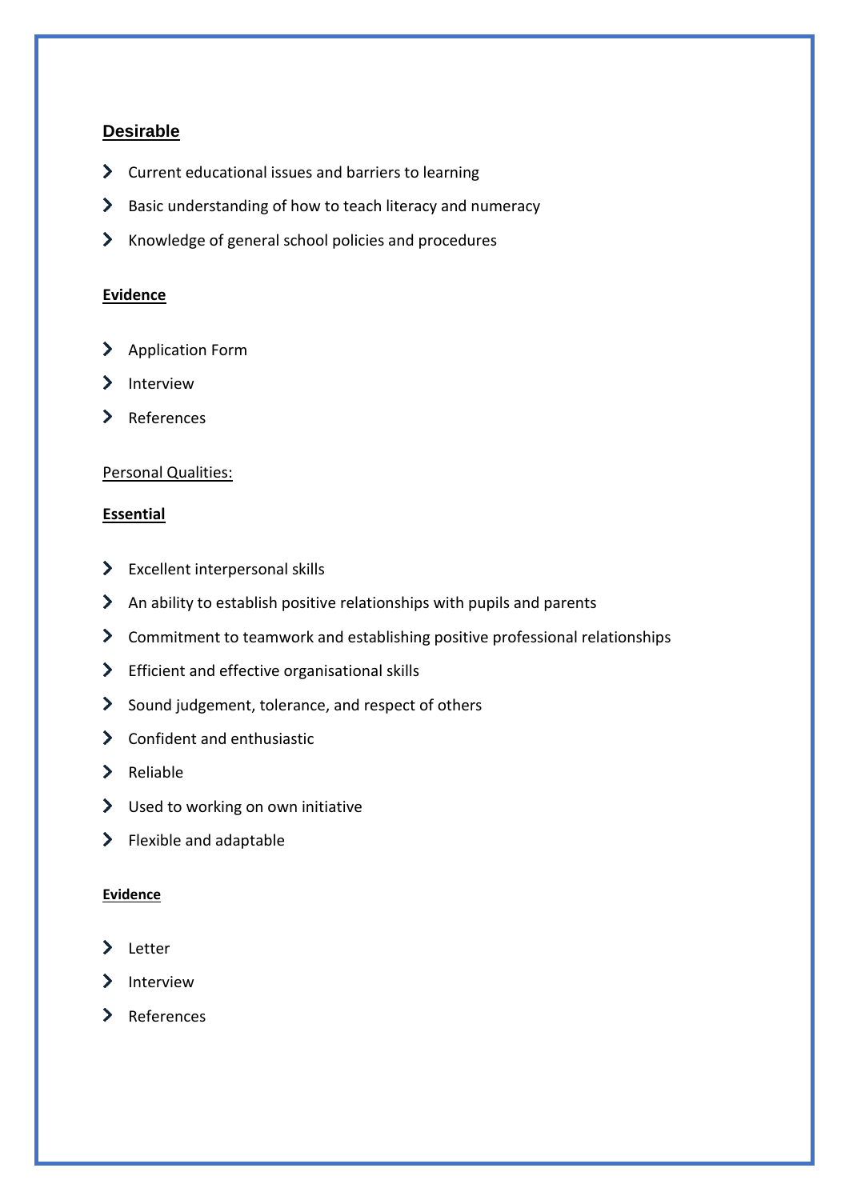### Desirable

- Current educational issues and barriers to learning
- Basic understanding of how to teach literacy and numeracy
- Knowledge of general school policies and procedures

**Evidence**

- Application Form
- Interview
- References

Personal Qualities:

**Essential**

- Excellent interpersonal skills
- An ability to establish positive relationships with pupils and parents
- Commitment to teamwork and establishing positive professional relationships
- Efficient and effective organisational skills
- Sound judgement, tolerance, and respect of others
- Confident and enthusiastic
- Reliable
- Used to working on own initiative
- Flexible and adaptable

**Evidence**

- Letter
- Interview
- References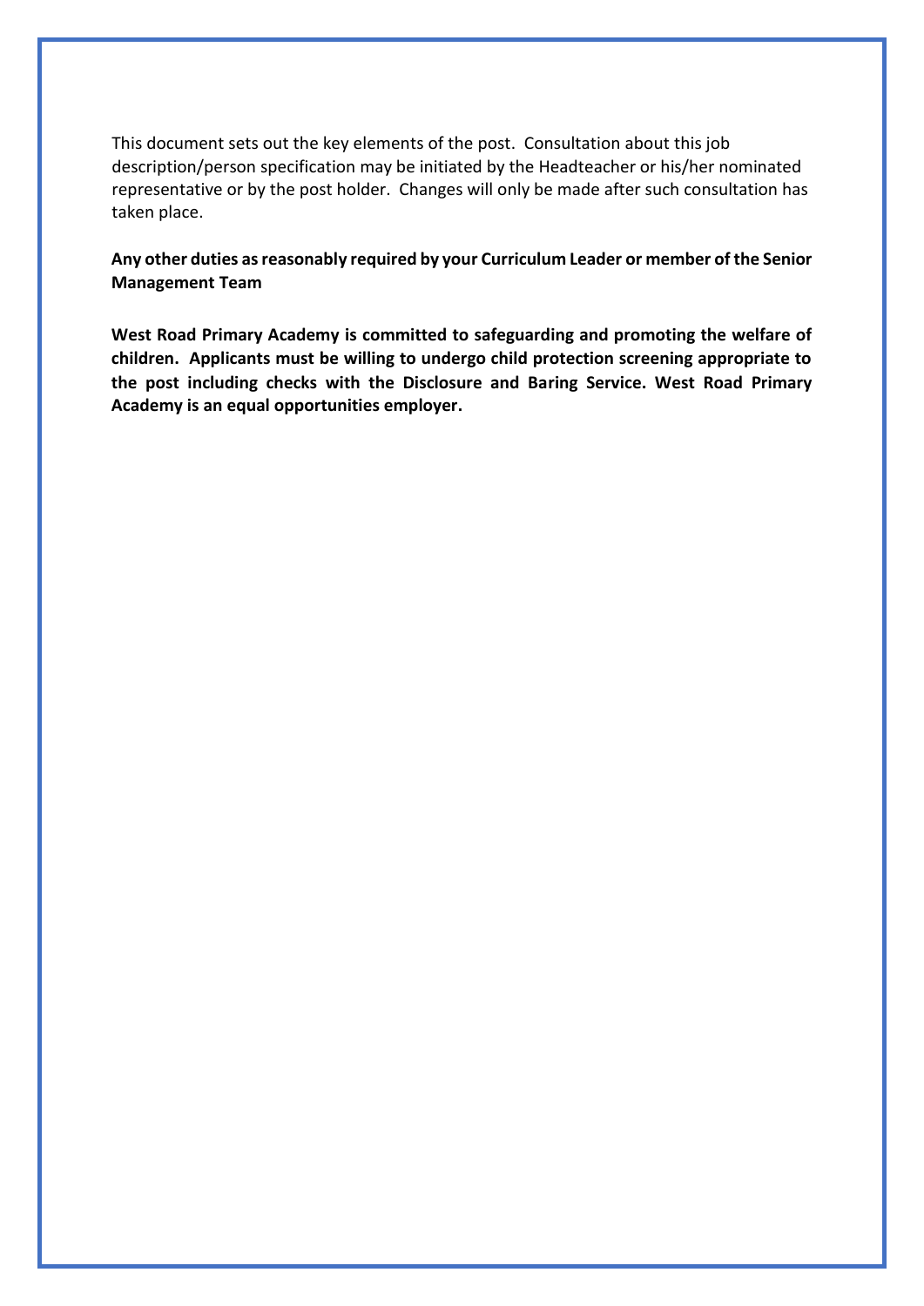This document sets out the key elements of the post. Consultation about this job description/person specification may be initiated by the Headteacher or his/her nominated representative or by the post holder. Changes will only be made after such consultation has taken place.

**Any other duties as reasonably required by your Curriculum Leader or member of the Senior Management Team**

**West Road Primary Academy is committed to safeguarding and promoting the welfare of children. Applicants must be willing to undergo child protection screening appropriate to the post including checks with the Disclosure and Baring Service. West Road Primary Academy is an equal opportunities employer.**